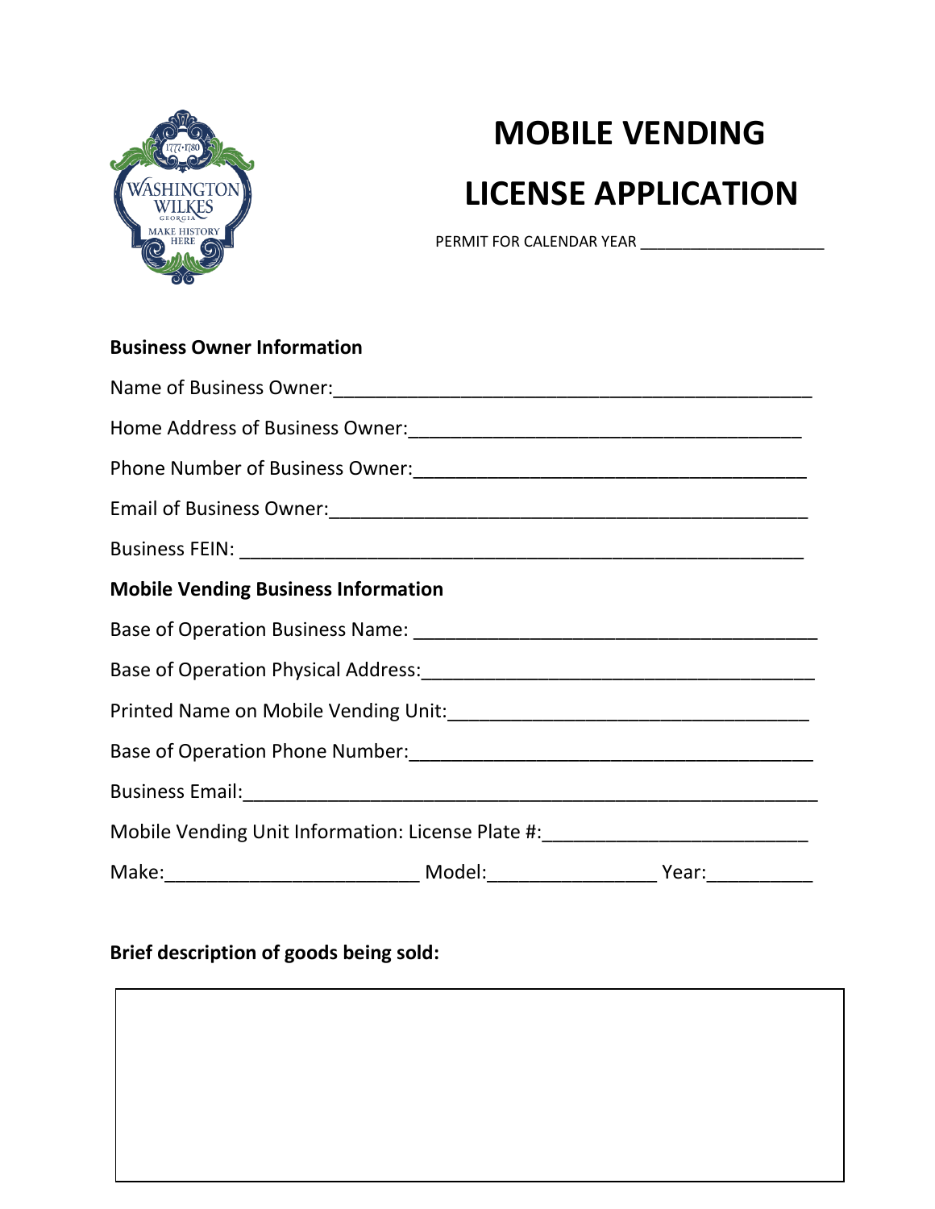# MOBILE VENDING LICENSE APPLICATION

PERMIT FOR CALENDAR YEAR ______________________

**Business Owner Information**

Name of Business Owner:_______________________________________________

Home Address of Business Owner:______________________________________

Phone Number of Business Owner:______________________________________

Email of Business Owner:_______________________________________________

Business FEIN: _______________________________________________________

**Mobile Vending Business Information**

Base of Operation Business Name: ______________________________________

Base of Operation Physical Address:_____________________________________

Printed Name on Mobile Vending Unit:___________________________________

Base of Operation Phone Number:_______________________________________

Business Email:_______________________________________________________

Mobile Vending Unit Information: License Plate #:_________________________

Make:________________________ Model:________________ Year:__________

**Brief description of goods being sold:**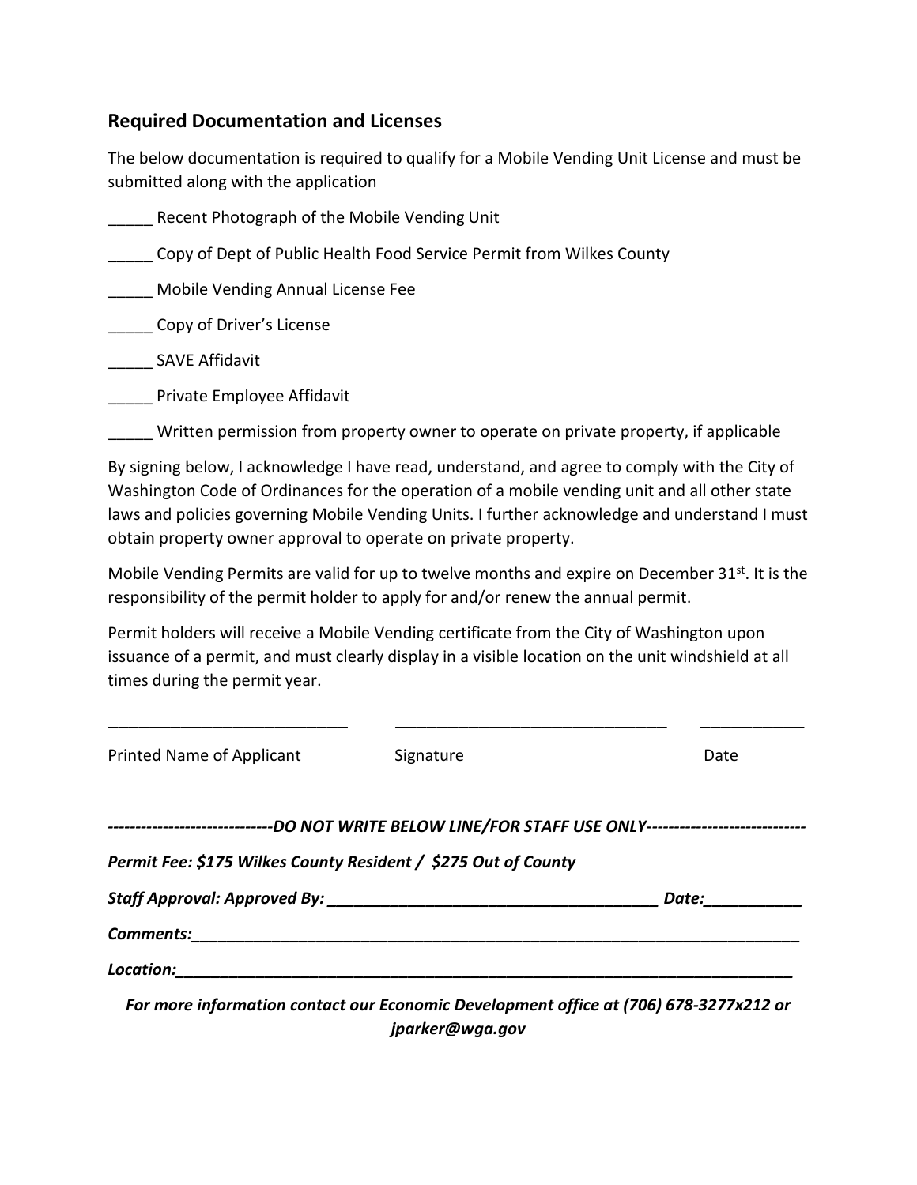## Required Documentation and Licenses

The below documentation is required to qualify for a Mobile Vending Unit License and must be submitted along with the application

_____ Recent Photograph of the Mobile Vending Unit

_____ Copy of Dept of Public Health Food Service Permit from Wilkes County

_____ Mobile Vending Annual License Fee

_____ Copy of Driver's License

_____ SAVE Affidavit

_____ Private Employee Affidavit

_____ Written permission from property owner to operate on private property, if applicable

By signing below, I acknowledge I have read, understand, and agree to comply with the City of Washington Code of Ordinances for the operation of a mobile vending unit and all other state laws and policies governing Mobile Vending Units. I further acknowledge and understand I must obtain property owner approval to operate on private property.

Mobile Vending Permits are valid for up to twelve months and expire on December 31st. It is the responsibility of the permit holder to apply for and/or renew the annual permit.

Permit holders will receive a Mobile Vending certificate from the City of Washington upon issuance of a permit, and must clearly display in a visible location on the unit windshield at all times during the permit year.

___________________________ ________________________________ ____________

Printed Name of Applicant Signature Date

***-----------------------------DO NOT WRITE BELOW LINE/FOR STAFF USE ONLY----------------------------***

***Permit Fee: $175 Wilkes County Resident / $275 Out of County***

***Staff Approval: Approved By: ______________________________________ Date:___________***

***Comments:_________________________________________________________________________***

***Location:__________________________________________________________________________***

***For more information contact our Economic Development office at (706) 678-3277x212 or jparker@wga.gov***